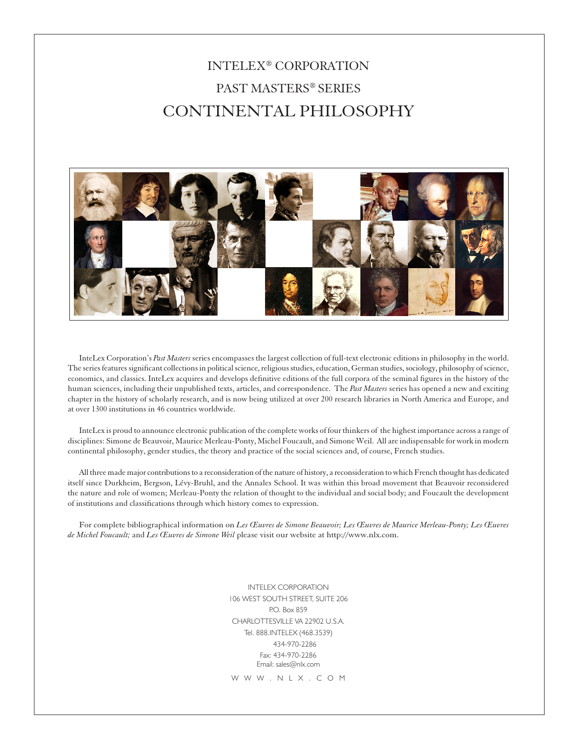# INTELEX® CORPORATION

## PAST MASTERS® SERIES

# CONTINENTAL PHILOSOPHY

InteLex Corporation's *Past Masters* series encompasses the largest collection of full-text electronic editions in philosophy in the world. The series features significant collections in political science, religious studies, education, German studies, sociology, philosophy of science, economics, and classics. InteLex acquires and develops definitive editions of the full corpora of the seminal figures in the history of the human sciences, including their unpublished texts, articles, and correspondence. The *Past Masters* series has opened a new and exciting chapter in the history of scholarly research, and is now being utilized at over 200 research libraries in North America and Europe, and at over 1300 institutions in 46 countries worldwide.

InteLex is proud to announce electronic publication of the complete works of four thinkers of the highest importance across a range of disciplines: Simone de Beauvoir, Maurice Merleau-Ponty, Michel Foucault, and Simone Weil. All are indispensable for work in modern continental philosophy, gender studies, the theory and practice of the social sciences and, of course, French studies.

All three made major contributions to a reconsideration of the nature of history, a reconsideration to which French thought has dedicated itself since Durkheim, Bergson, Lévy-Bruhl, and the Annales School. It was within this broad movement that Beauvoir reconsidered the nature and role of women; Merleau-Ponty the relation of thought to the individual and social body; and Foucault the development of institutions and classifications through which history comes to expression.

For complete bibliographical information on *Les Œuvres de Simone Beauvoir; Les Œuvres de Maurice Merleau-Ponty; Les Œuvres de Michel Foucault;* and *Les Œuvres de Simone Weil* please visit our website at http://www.nlx.com.

INTELEX CORPORATION
106 WEST SOUTH STREET, SUITE 206
P.O. Box 859
CHARLOTTESVILLE VA 22902 U.S.A.
Tel. 888.INTELEX (468.3539)
434-970-2286
Fax: 434-970-2286
Email: sales@nlx.com

W W W . N L X . C O M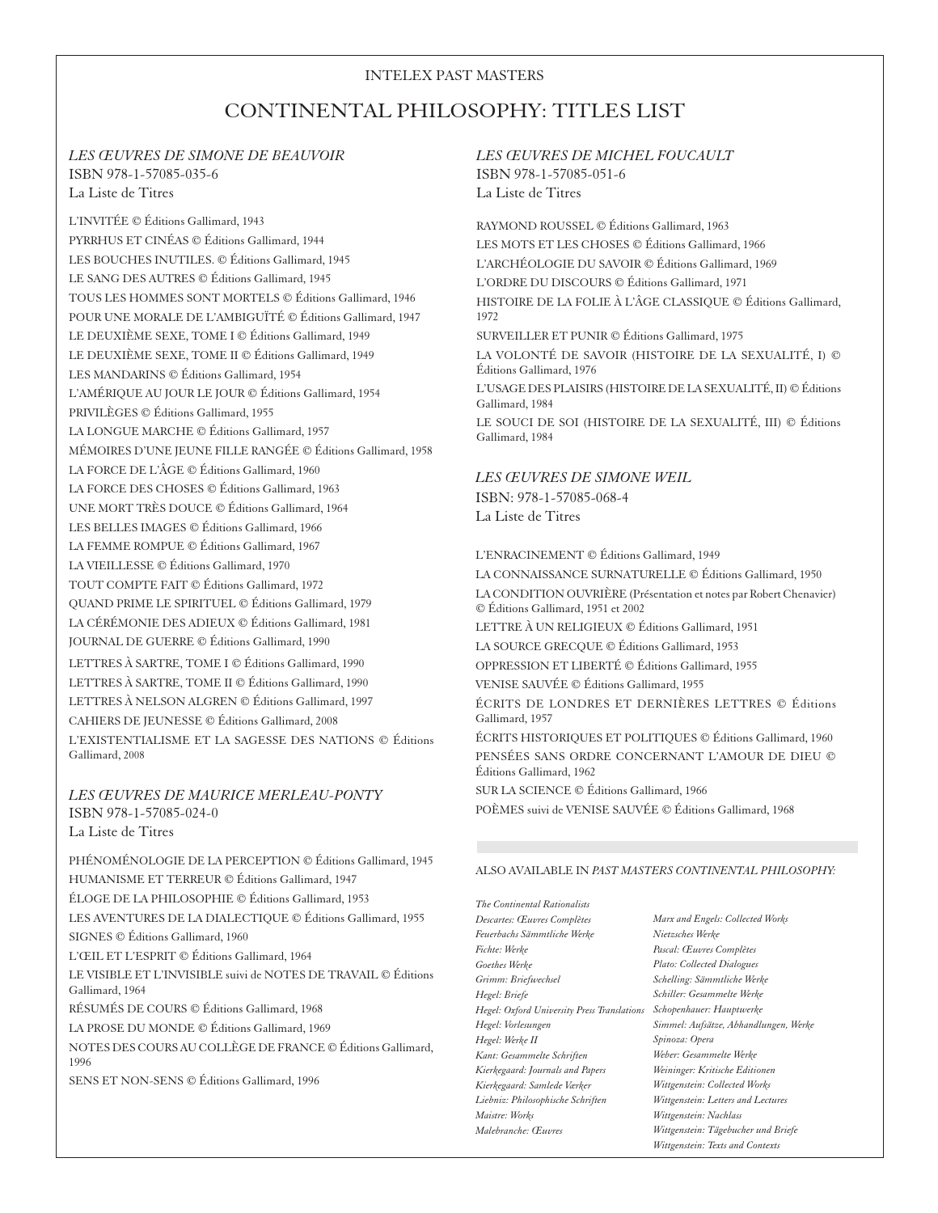INTELEX PAST MASTERS

# CONTINENTAL PHILOSOPHY: TITLES LIST

## *LES ŒUVRES DE SIMONE DE BEAUVOIR*

ISBN 978-1-57085-035-6

La Liste de Titres

L'INVITÉE © Éditions Gallimard, 1943
PYRRHUS ET CINÉAS © Éditions Gallimard, 1944
LES BOUCHES INUTILES. © Éditions Gallimard, 1945
LE SANG DES AUTRES © Éditions Gallimard, 1945
TOUS LES HOMMES SONT MORTELS © Éditions Gallimard, 1946
POUR UNE MORALE DE L'AMBIGUÏTÉ © Éditions Gallimard, 1947
LE DEUXIÈME SEXE, TOME I © Éditions Gallimard, 1949
LE DEUXIÈME SEXE, TOME II © Éditions Gallimard, 1949
LES MANDARINS © Éditions Gallimard, 1954
L'AMÉRIQUE AU JOUR LE JOUR © Éditions Gallimard, 1954
PRIVILÈGES © Éditions Gallimard, 1955
LA LONGUE MARCHE © Éditions Gallimard, 1957
MÉMOIRES D'UNE JEUNE FILLE RANGÉE © Éditions Gallimard, 1958
LA FORCE DE L'ÂGE © Éditions Gallimard, 1960
LA FORCE DES CHOSES © Éditions Gallimard, 1963
UNE MORT TRÈS DOUCE © Éditions Gallimard, 1964
LES BELLES IMAGES © Éditions Gallimard, 1966
LA FEMME ROMPUE © Éditions Gallimard, 1967
LA VIEILLESSE © Éditions Gallimard, 1970
TOUT COMPTE FAIT © Éditions Gallimard, 1972
QUAND PRIME LE SPIRITUEL © Éditions Gallimard, 1979
LA CÉRÉMONIE DES ADIEUX © Éditions Gallimard, 1981
JOURNAL DE GUERRE © Éditions Gallimard, 1990
LETTRES À SARTRE, TOME I © Éditions Gallimard, 1990
LETTRES À SARTRE, TOME II © Éditions Gallimard, 1990
LETTRES À NELSON ALGREN © Éditions Gallimard, 1997
CAHIERS DE JEUNESSE © Éditions Gallimard, 2008
L'EXISTENTIALISME ET LA SAGESSE DES NATIONS © Éditions Gallimard, 2008

## *LES ŒUVRES DE MAURICE MERLEAU-PONTY*

ISBN 978-1-57085-024-0

La Liste de Titres

PHÉNOMÉNOLOGIE DE LA PERCEPTION © Éditions Gallimard, 1945
HUMANISME ET TERREUR © Éditions Gallimard, 1947
ÉLOGE DE LA PHILOSOPHIE © Éditions Gallimard, 1953
LES AVENTURES DE LA DIALECTIQUE © Éditions Gallimard, 1955
SIGNES © Éditions Gallimard, 1960
L'ŒIL ET L'ESPRIT © Éditions Gallimard, 1964
LE VISIBLE ET L'INVISIBLE suivi de NOTES DE TRAVAIL © Éditions Gallimard, 1964
RÉSUMÉS DE COURS © Éditions Gallimard, 1968
LA PROSE DU MONDE © Éditions Gallimard, 1969
NOTES DES COURS AU COLLÈGE DE FRANCE © Éditions Gallimard, 1996
SENS ET NON-SENS © Éditions Gallimard, 1996

## *LES ŒUVRES DE MICHEL FOUCAULT*

ISBN 978-1-57085-051-6

La Liste de Titres

RAYMOND ROUSSEL © Éditions Gallimard, 1963
LES MOTS ET LES CHOSES © Éditions Gallimard, 1966
L'ARCHÉOLOGIE DU SAVOIR © Éditions Gallimard, 1969
L'ORDRE DU DISCOURS © Éditions Gallimard, 1971
HISTOIRE DE LA FOLIE À L'ÂGE CLASSIQUE © Éditions Gallimard, 1972
SURVEILLER ET PUNIR © Éditions Gallimard, 1975
LA VOLONTÉ DE SAVOIR (HISTOIRE DE LA SEXUALITÉ, I) © Éditions Gallimard, 1976
L'USAGE DES PLAISIRS (HISTOIRE DE LA SEXUALITÉ, II) © Éditions Gallimard, 1984
LE SOUCI DE SOI (HISTOIRE DE LA SEXUALITÉ, III) © Éditions Gallimard, 1984

## *LES ŒUVRES DE SIMONE WEIL*

ISBN: 978-1-57085-068-4

La Liste de Titres

L'ENRACINEMENT © Éditions Gallimard, 1949
LA CONNAISSANCE SURNATURELLE © Éditions Gallimard, 1950
LA CONDITION OUVRIÈRE (Présentation et notes par Robert Chenavier) © Éditions Gallimard, 1951 et 2002
LETTRE À UN RELIGIEUX © Éditions Gallimard, 1951
LA SOURCE GRECQUE © Éditions Gallimard, 1953
OPPRESSION ET LIBERTÉ © Éditions Gallimard, 1955
VENISE SAUVÉE © Éditions Gallimard, 1955
ÉCRITS DE LONDRES ET DERNIÈRES LETTRES © Éditions Gallimard, 1957
ÉCRITS HISTORIQUES ET POLITIQUES © Éditions Gallimard, 1960
PENSÉES SANS ORDRE CONCERNANT L'AMOUR DE DIEU © Éditions Gallimard, 1962
SUR LA SCIENCE © Éditions Gallimard, 1966
POÈMES suivi de VENISE SAUVÉE © Éditions Gallimard, 1968

ALSO AVAILABLE IN *PAST MASTERS CONTINENTAL PHILOSOPHY:*

*The Continental Rationalists*
*Descartes: Œuvres Complètes*
*Feuerbachs Sämmtliche Werke*
*Fichte: Werke*
*Goethes Werke*
*Grimm: Briefwechsel*
*Hegel: Briefe*
*Hegel: Oxford University Press Translations*
*Hegel: Vorlesungen*
*Hegel: Werke II*
*Kant: Gesammelte Schriften*
*Kierkegaard: Journals and Papers*
*Kierkegaard: Samlede Værker*
*Liebniz: Philosophische Schriften*
*Maistre: Works*
*Malebranche: Œuvres*
*Marx and Engels: Collected Works*
*Nietzsches Werke*
*Pascal: Œuvres Complètes*
*Plato: Collected Dialogues*
*Schelling: Sämmtliche Werke*
*Schiller: Gesammelte Werke*
*Schopenhauer: Hauptwerke*
*Simmel: Aufsätze, Abhandlungen, Werke*
*Spinoza: Opera*
*Weber: Gesammelte Werke*
*Weininger: Kritische Editionen*
*Wittgenstein: Collected Works*
*Wittgenstein: Letters and Lectures*
*Wittgenstein: Nachlass*
*Wittgenstein: Tägebucher und Briefe*
*Wittgenstein: Texts and Contexts*